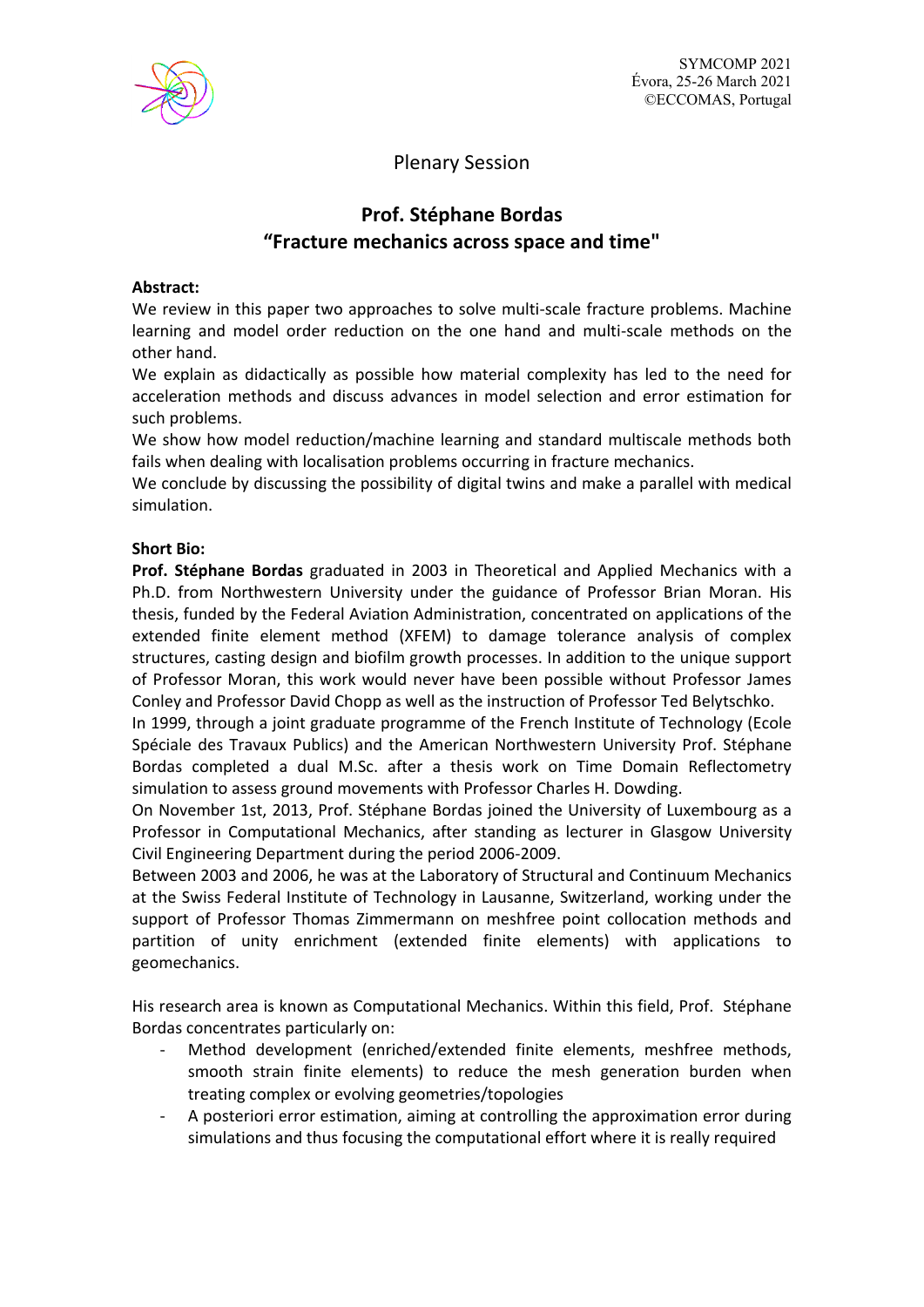Plenary Session

# Prof. Stéphane Bordas
## "Fracture mechanics across space and time"

**Abstract:**

We review in this paper two approaches to solve multi-scale fracture problems. Machine learning and model order reduction on the one hand and multi-scale methods on the other hand.

We explain as didactically as possible how material complexity has led to the need for acceleration methods and discuss advances in model selection and error estimation for such problems.

We show how model reduction/machine learning and standard multiscale methods both fails when dealing with localisation problems occurring in fracture mechanics.

We conclude by discussing the possibility of digital twins and make a parallel with medical simulation.

**Short Bio:**

**Prof. Stéphane Bordas** graduated in 2003 in Theoretical and Applied Mechanics with a Ph.D. from Northwestern University under the guidance of Professor Brian Moran. His thesis, funded by the Federal Aviation Administration, concentrated on applications of the extended finite element method (XFEM) to damage tolerance analysis of complex structures, casting design and biofilm growth processes. In addition to the unique support of Professor Moran, this work would never have been possible without Professor James Conley and Professor David Chopp as well as the instruction of Professor Ted Belytschko.

In 1999, through a joint graduate programme of the French Institute of Technology (Ecole Spéciale des Travaux Publics) and the American Northwestern University Prof. Stéphane Bordas completed a dual M.Sc. after a thesis work on Time Domain Reflectometry simulation to assess ground movements with Professor Charles H. Dowding.

On November 1st, 2013, Prof. Stéphane Bordas joined the University of Luxembourg as a Professor in Computational Mechanics, after standing as lecturer in Glasgow University Civil Engineering Department during the period 2006-2009.

Between 2003 and 2006, he was at the Laboratory of Structural and Continuum Mechanics at the Swiss Federal Institute of Technology in Lausanne, Switzerland, working under the support of Professor Thomas Zimmermann on meshfree point collocation methods and partition of unity enrichment (extended finite elements) with applications to geomechanics.

His research area is known as Computational Mechanics. Within this field, Prof. Stéphane Bordas concentrates particularly on:

- Method development (enriched/extended finite elements, meshfree methods, smooth strain finite elements) to reduce the mesh generation burden when treating complex or evolving geometries/topologies
- A posteriori error estimation, aiming at controlling the approximation error during simulations and thus focusing the computational effort where it is really required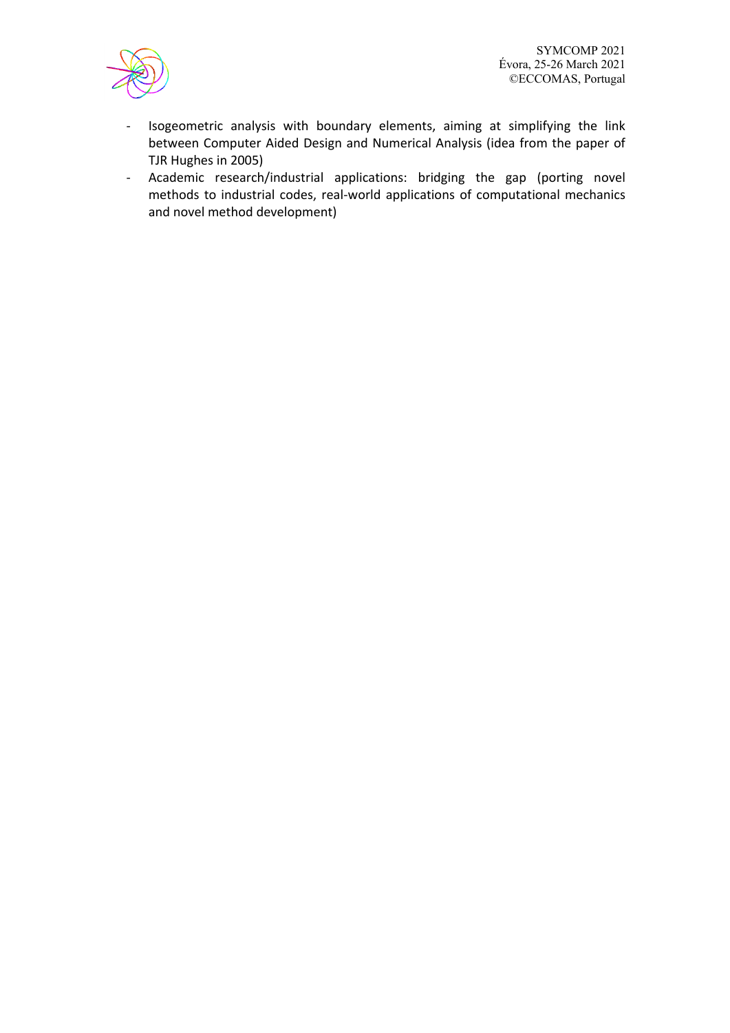- Isogeometric analysis with boundary elements, aiming at simplifying the link between Computer Aided Design and Numerical Analysis (idea from the paper of TJR Hughes in 2005)
- Academic research/industrial applications: bridging the gap (porting novel methods to industrial codes, real-world applications of computational mechanics and novel method development)